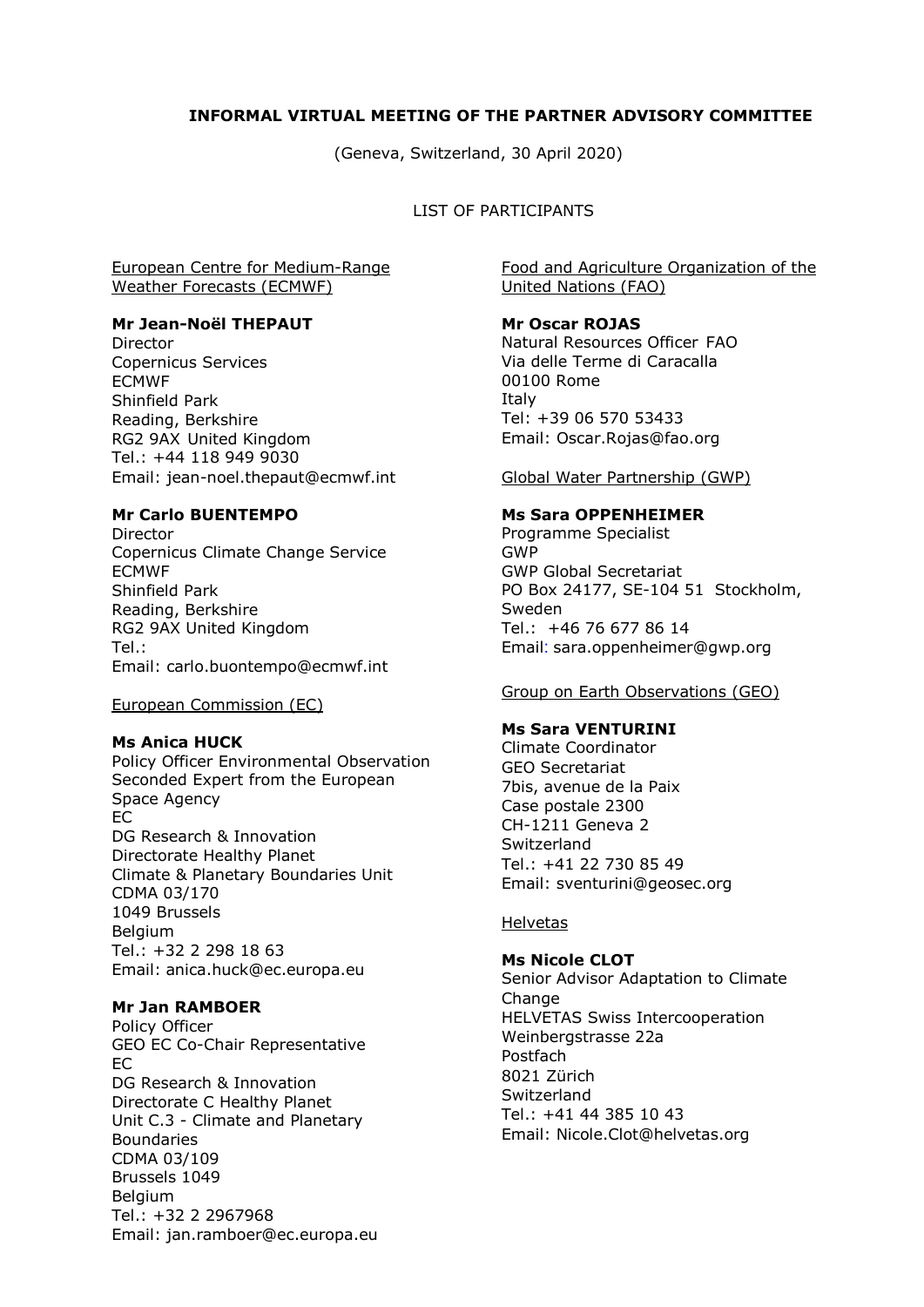**INFORMAL VIRTUAL MEETING OF THE PARTNER ADVISORY COMMITTEE**

(Geneva, Switzerland, 30 April 2020)

LIST OF PARTICIPANTS

European Centre for Medium-Range Weather Forecasts (ECMWF)

**Mr Jean-Noël THEPAUT**
Director
Copernicus Services
ECMWF
Shinfield Park
Reading, Berkshire
RG2 9AX United Kingdom
Tel.: +44 118 949 9030
Email: jean-noel.thepaut@ecmwf.int

**Mr Carlo BUENTEMPO**
Director
Copernicus Climate Change Service
ECMWF
Shinfield Park
Reading, Berkshire
RG2 9AX United Kingdom
Tel.:
Email: carlo.buontempo@ecmwf.int

European Commission (EC)

**Ms Anica HUCK**
Policy Officer Environmental Observation
Seconded Expert from the European Space Agency
EC
DG Research & Innovation
Directorate Healthy Planet
Climate & Planetary Boundaries Unit
CDMA 03/170
1049 Brussels
Belgium
Tel.: +32 2 298 18 63
Email: anica.huck@ec.europa.eu

**Mr Jan RAMBOER**
Policy Officer
GEO EC Co-Chair Representative
EC
DG Research & Innovation
Directorate C Healthy Planet
Unit C.3 - Climate and Planetary Boundaries
CDMA 03/109
Brussels 1049
Belgium
Tel.: +32 2 2967968
Email: jan.ramboer@ec.europa.eu

Food and Agriculture Organization of the United Nations (FAO)

**Mr Oscar ROJAS**
Natural Resources Officer FAO
Via delle Terme di Caracalla
00100 Rome
Italy
Tel: +39 06 570 53433
Email: Oscar.Rojas@fao.org

Global Water Partnership (GWP)

**Ms Sara OPPENHEIMER**
Programme Specialist
GWP
GWP Global Secretariat
PO Box 24177, SE-104 51 Stockholm, Sweden
Tel.: +46 76 677 86 14
Email: sara.oppenheimer@gwp.org

Group on Earth Observations (GEO)

**Ms Sara VENTURINI**
Climate Coordinator
GEO Secretariat
7bis, avenue de la Paix
Case postale 2300
CH-1211 Geneva 2
Switzerland
Tel.: +41 22 730 85 49
Email: sventurini@geosec.org

Helvetas

**Ms Nicole CLOT**
Senior Advisor Adaptation to Climate Change
HELVETAS Swiss Intercooperation
Weinbergstrasse 22a
Postfach
8021 Zürich
Switzerland
Tel.: +41 44 385 10 43
Email: Nicole.Clot@helvetas.org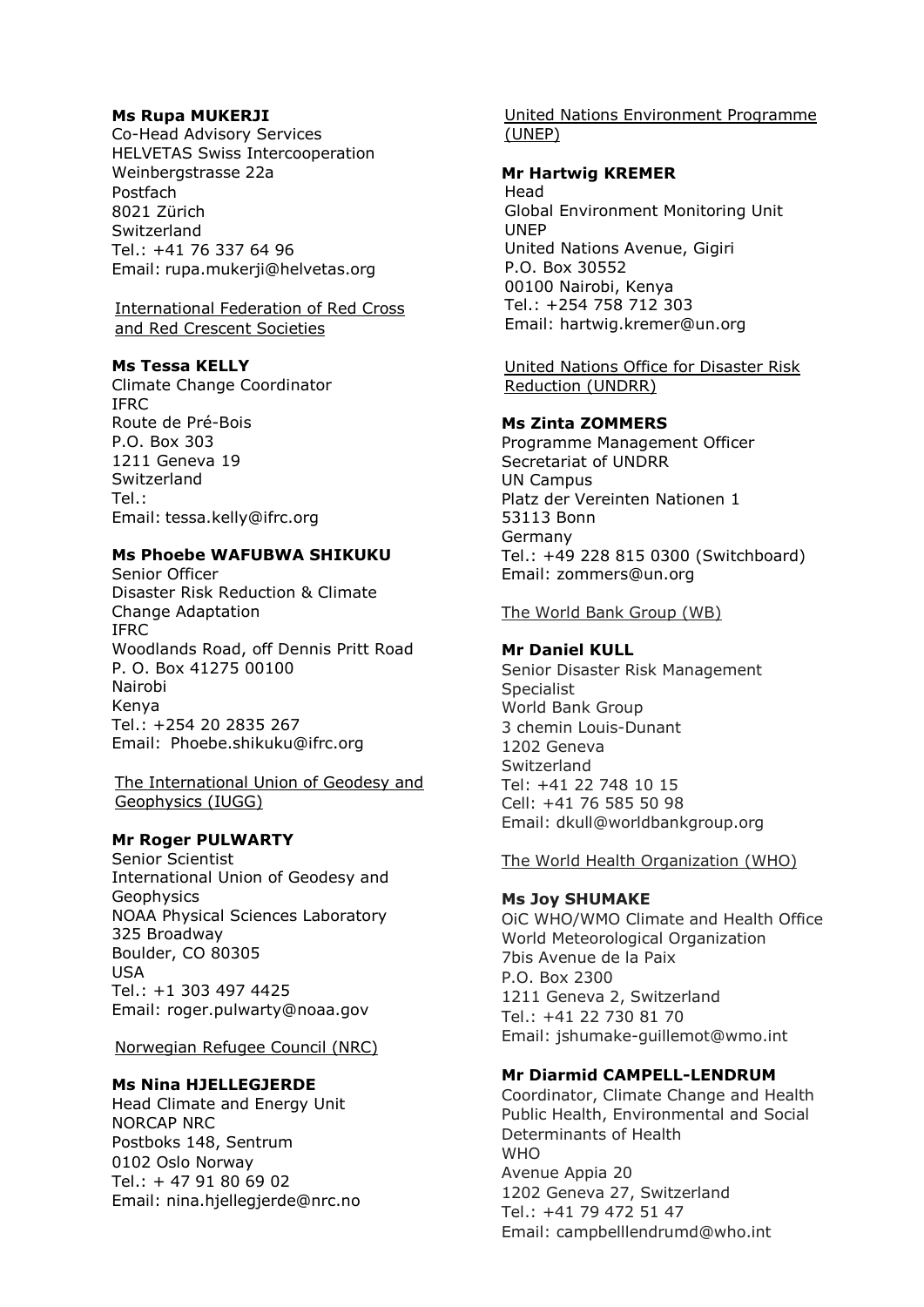**Ms Rupa MUKERJI**
Co-Head Advisory Services
HELVETAS Swiss Intercooperation
Weinbergstrasse 22a
Postfach
8021 Zürich
Switzerland
Tel.: +41 76 337 64 96
Email: rupa.mukerji@helvetas.org

International Federation of Red Cross and Red Crescent Societies

**Ms Tessa KELLY**
Climate Change Coordinator
IFRC
Route de Pré-Bois
P.O. Box 303
1211 Geneva 19
Switzerland
Tel.:
Email: tessa.kelly@ifrc.org

**Ms Phoebe WAFUBWA SHIKUKU**
Senior Officer
Disaster Risk Reduction & Climate Change Adaptation
IFRC
Woodlands Road, off Dennis Pritt Road
P. O. Box 41275 00100
Nairobi
Kenya
Tel.: +254 20 2835 267
Email: Phoebe.shikuku@ifrc.org

The International Union of Geodesy and Geophysics (IUGG)

**Mr Roger PULWARTY**
Senior Scientist
International Union of Geodesy and Geophysics
NOAA Physical Sciences Laboratory
325 Broadway
Boulder, CO 80305
USA
Tel.: +1 303 497 4425
Email: roger.pulwarty@noaa.gov

Norwegian Refugee Council (NRC)

**Ms Nina HJELLEGJERDE**
Head Climate and Energy Unit
NORCAP NRC
Postboks 148, Sentrum
0102 Oslo Norway
Tel.: + 47 91 80 69 02
Email: nina.hjellegjerde@nrc.no

United Nations Environment Programme (UNEP)

**Mr Hartwig KREMER**
Head
Global Environment Monitoring Unit
UNEP
United Nations Avenue, Gigiri
P.O. Box 30552
00100 Nairobi, Kenya
Tel.: +254 758 712 303
Email: hartwig.kremer@un.org

United Nations Office for Disaster Risk Reduction (UNDRR)

**Ms Zinta ZOMMERS**
Programme Management Officer
Secretariat of UNDRR
UN Campus
Platz der Vereinten Nationen 1
53113 Bonn
Germany
Tel.: +49 228 815 0300 (Switchboard)
Email: zommers@un.org

The World Bank Group (WB)

**Mr Daniel KULL**
Senior Disaster Risk Management Specialist
World Bank Group
3 chemin Louis-Dunant
1202 Geneva
Switzerland
Tel: +41 22 748 10 15
Cell: +41 76 585 50 98
Email: dkull@worldbankgroup.org

The World Health Organization (WHO)

**Ms Joy SHUMAKE**
OiC WHO/WMO Climate and Health Office
World Meteorological Organization
7bis Avenue de la Paix
P.O. Box 2300
1211 Geneva 2, Switzerland
Tel.: +41 22 730 81 70
Email: jshumake-guillemot@wmo.int

**Mr Diarmid CAMPELL-LENDRUM**
Coordinator, Climate Change and Health
Public Health, Environmental and Social Determinants of Health
WHO
Avenue Appia 20
1202 Geneva 27, Switzerland
Tel.: +41 79 472 51 47
Email: campbelllendrumd@who.int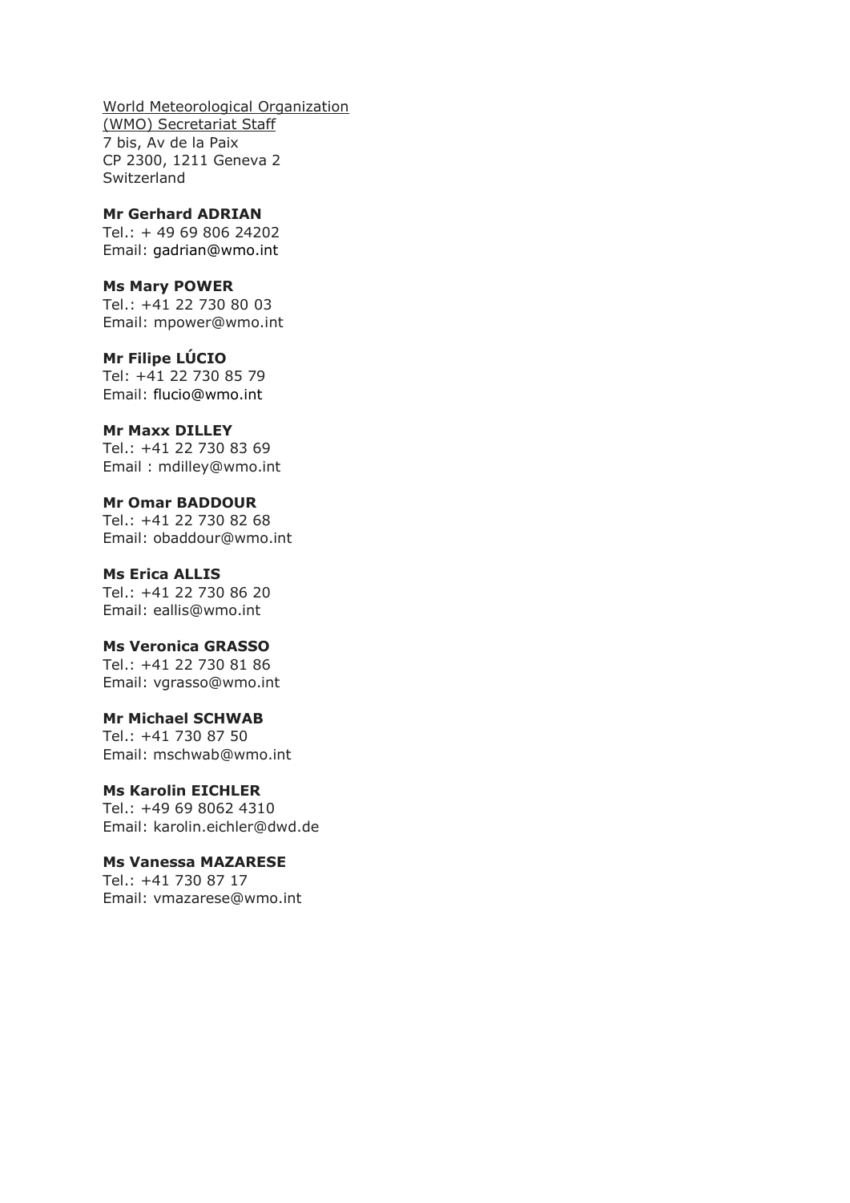World Meteorological Organization (WMO) Secretariat Staff
7 bis, Av de la Paix
CP 2300, 1211 Geneva 2
Switzerland

**Mr Gerhard ADRIAN**
Tel.: + 49 69 806 24202
Email: gadrian@wmo.int

**Ms Mary POWER**
Tel.: +41 22 730 80 03
Email: mpower@wmo.int

**Mr Filipe LÚCIO**
Tel: +41 22 730 85 79
Email: flucio@wmo.int

**Mr Maxx DILLEY**
Tel.: +41 22 730 83 69
Email : mdilley@wmo.int

**Mr Omar BADDOUR**
Tel.: +41 22 730 82 68
Email: obaddour@wmo.int

**Ms Erica ALLIS**
Tel.: +41 22 730 86 20
Email: eallis@wmo.int

**Ms Veronica GRASSO**
Tel.: +41 22 730 81 86
Email: vgrasso@wmo.int

**Mr Michael SCHWAB**
Tel.: +41 730 87 50
Email: mschwab@wmo.int

**Ms Karolin EICHLER**
Tel.: +49 69 8062 4310
Email: karolin.eichler@dwd.de

**Ms Vanessa MAZARESE**
Tel.: +41 730 87 17
Email: vmazarese@wmo.int